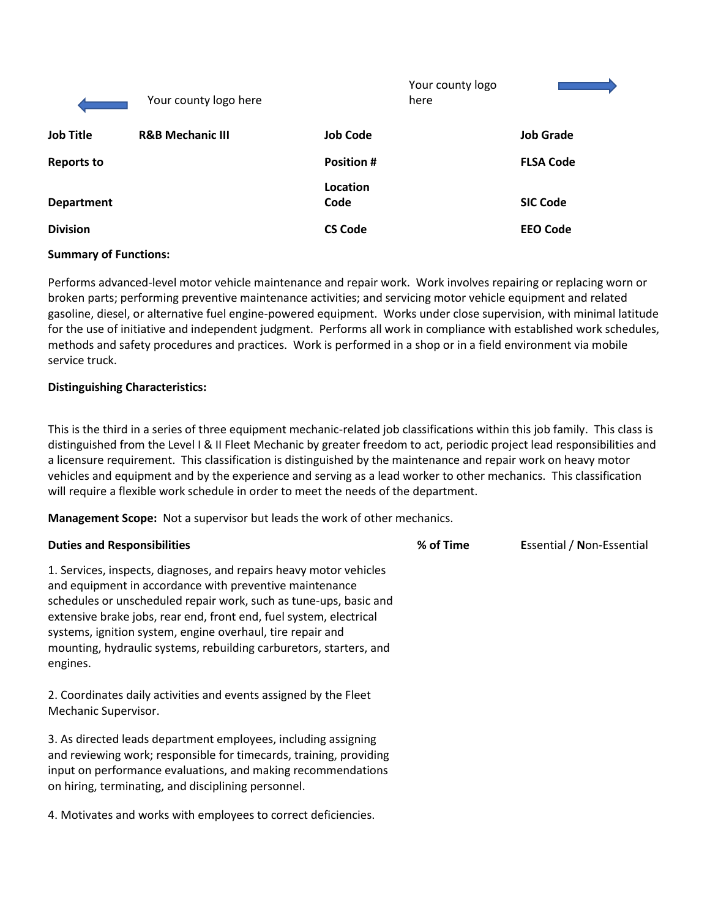Your county logo here

Your county logo here

| Job Title | R&B Mechanic III | Job Code | Job Grade |
| --- | --- | --- | --- |
| Reports to | | Position # | FLSA Code |
| Department | | Location Code | SIC Code |
| Division | | CS Code | EEO Code |

**Summary of Functions:**

Performs advanced-level motor vehicle maintenance and repair work. Work involves repairing or replacing worn or broken parts; performing preventive maintenance activities; and servicing motor vehicle equipment and related gasoline, diesel, or alternative fuel engine-powered equipment. Works under close supervision, with minimal latitude for the use of initiative and independent judgment. Performs all work in compliance with established work schedules, methods and safety procedures and practices. Work is performed in a shop or in a field environment via mobile service truck.

**Distinguishing Characteristics:**

This is the third in a series of three equipment mechanic-related job classifications within this job family. This class is distinguished from the Level I & II Fleet Mechanic by greater freedom to act, periodic project lead responsibilities and a licensure requirement. This classification is distinguished by the maintenance and repair work on heavy motor vehicles and equipment and by the experience and serving as a lead worker to other mechanics. This classification will require a flexible work schedule in order to meet the needs of the department.

**Management Scope:** Not a supervisor but leads the work of other mechanics.

| Duties and Responsibilities | % of Time | **E**ssential / **N**on-Essential |
| --- | --- | --- |
| 1. Services, inspects, diagnoses, and repairs heavy motor vehicles and equipment in accordance with preventive maintenance schedules or unscheduled repair work, such as tune-ups, basic and extensive brake jobs, rear end, front end, fuel system, electrical systems, ignition system, engine overhaul, tire repair and mounting, hydraulic systems, rebuilding carburetors, starters, and engines. | | |
| 2. Coordinates daily activities and events assigned by the Fleet Mechanic Supervisor. | | |
| 3. As directed leads department employees, including assigning and reviewing work; responsible for timecards, training, providing input on performance evaluations, and making recommendations on hiring, terminating, and disciplining personnel. | | |
| 4. Motivates and works with employees to correct deficiencies. | | |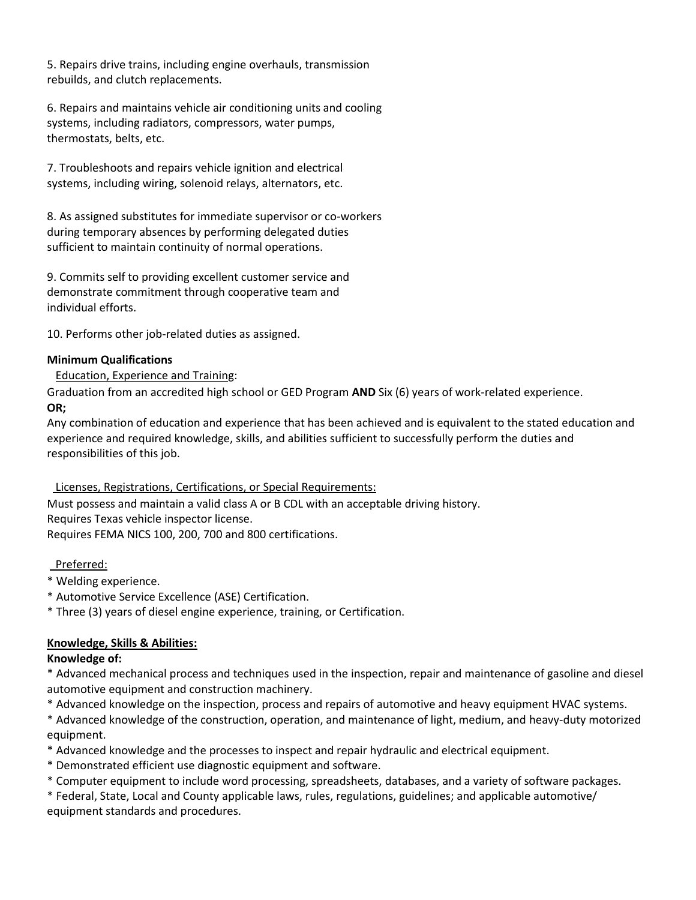5. Repairs drive trains, including engine overhauls, transmission rebuilds, and clutch replacements.

6. Repairs and maintains vehicle air conditioning units and cooling systems, including radiators, compressors, water pumps, thermostats, belts, etc.

7. Troubleshoots and repairs vehicle ignition and electrical systems, including wiring, solenoid relays, alternators, etc.

8. As assigned substitutes for immediate supervisor or co-workers during temporary absences by performing delegated duties sufficient to maintain continuity of normal operations.

9. Commits self to providing excellent customer service and demonstrate commitment through cooperative team and individual efforts.

10. Performs other job-related duties as assigned.

**Minimum Qualifications**

Education, Experience and Training:

Graduation from an accredited high school or GED Program **AND** Six (6) years of work-related experience.

**OR;**

Any combination of education and experience that has been achieved and is equivalent to the stated education and experience and required knowledge, skills, and abilities sufficient to successfully perform the duties and responsibilities of this job.

Licenses, Registrations, Certifications, or Special Requirements:

Must possess and maintain a valid class A or B CDL with an acceptable driving history.
Requires Texas vehicle inspector license.
Requires FEMA NICS 100, 200, 700 and 800 certifications.

Preferred:

* Welding experience.
* Automotive Service Excellence (ASE) Certification.
* Three (3) years of diesel engine experience, training, or Certification.

**Knowledge, Skills & Abilities:**

**Knowledge of:**

* Advanced mechanical process and techniques used in the inspection, repair and maintenance of gasoline and diesel automotive equipment and construction machinery.
* Advanced knowledge on the inspection, process and repairs of automotive and heavy equipment HVAC systems.
* Advanced knowledge of the construction, operation, and maintenance of light, medium, and heavy-duty motorized equipment.
* Advanced knowledge and the processes to inspect and repair hydraulic and electrical equipment.
* Demonstrated efficient use diagnostic equipment and software.
* Computer equipment to include word processing, spreadsheets, databases, and a variety of software packages.
* Federal, State, Local and County applicable laws, rules, regulations, guidelines; and applicable automotive/ equipment standards and procedures.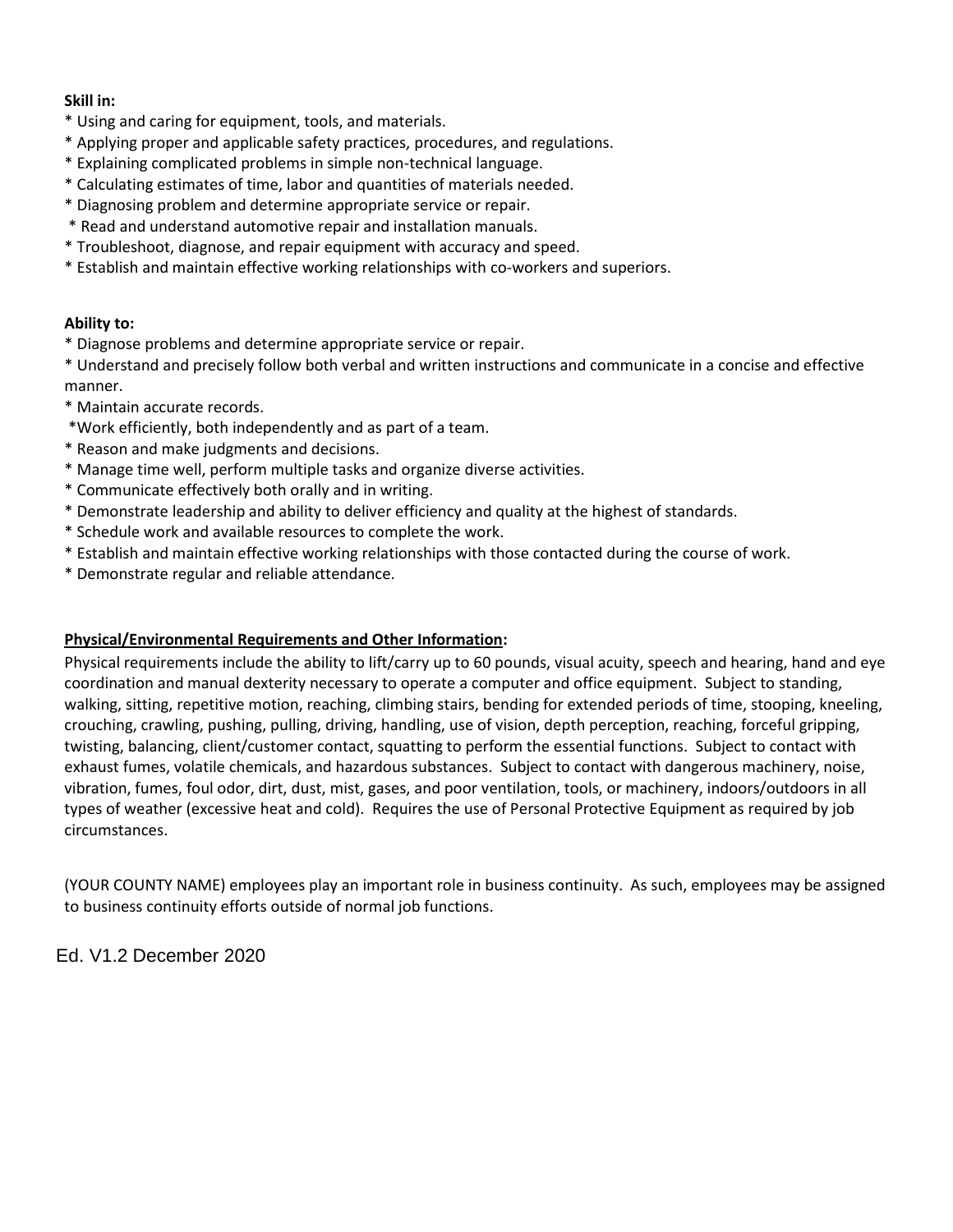**Skill in:**

* Using and caring for equipment, tools, and materials.
* Applying proper and applicable safety practices, procedures, and regulations.
* Explaining complicated problems in simple non-technical language.
* Calculating estimates of time, labor and quantities of materials needed.
* Diagnosing problem and determine appropriate service or repair.
* Read and understand automotive repair and installation manuals.
* Troubleshoot, diagnose, and repair equipment with accuracy and speed.
* Establish and maintain effective working relationships with co-workers and superiors.

**Ability to:**

* Diagnose problems and determine appropriate service or repair.
* Understand and precisely follow both verbal and written instructions and communicate in a concise and effective manner.
* Maintain accurate records.
* Work efficiently, both independently and as part of a team.
* Reason and make judgments and decisions.
* Manage time well, perform multiple tasks and organize diverse activities.
* Communicate effectively both orally and in writing.
* Demonstrate leadership and ability to deliver efficiency and quality at the highest of standards.
* Schedule work and available resources to complete the work.
* Establish and maintain effective working relationships with those contacted during the course of work.
* Demonstrate regular and reliable attendance.

**Physical/Environmental Requirements and Other Information:**

Physical requirements include the ability to lift/carry up to 60 pounds, visual acuity, speech and hearing, hand and eye coordination and manual dexterity necessary to operate a computer and office equipment. Subject to standing, walking, sitting, repetitive motion, reaching, climbing stairs, bending for extended periods of time, stooping, kneeling, crouching, crawling, pushing, pulling, driving, handling, use of vision, depth perception, reaching, forceful gripping, twisting, balancing, client/customer contact, squatting to perform the essential functions. Subject to contact with exhaust fumes, volatile chemicals, and hazardous substances. Subject to contact with dangerous machinery, noise, vibration, fumes, foul odor, dirt, dust, mist, gases, and poor ventilation, tools, or machinery, indoors/outdoors in all types of weather (excessive heat and cold). Requires the use of Personal Protective Equipment as required by job circumstances.

(YOUR COUNTY NAME) employees play an important role in business continuity. As such, employees may be assigned to business continuity efforts outside of normal job functions.

Ed. V1.2 December 2020